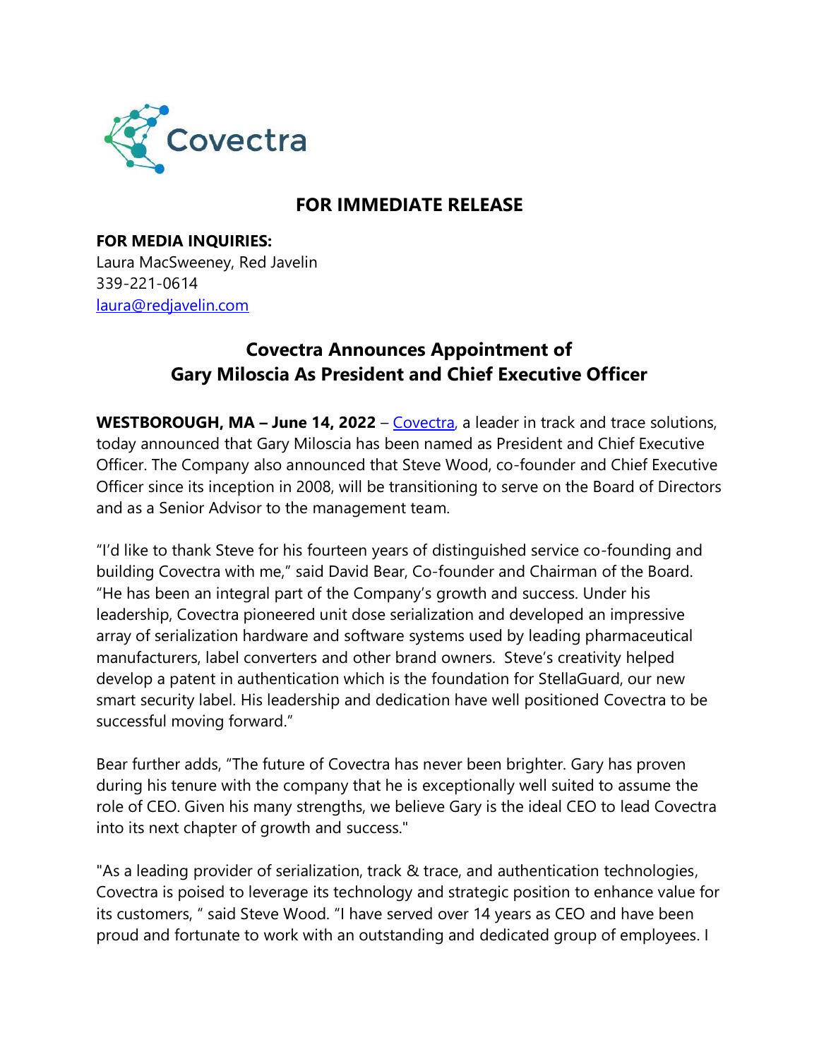Covectra

## FOR IMMEDIATE RELEASE

**FOR MEDIA INQUIRIES:**
Laura MacSweeney, Red Javelin
339-221-0614
[laura@redjavelin.com](mailto:laura@redjavelin.com)

# Covectra Announces Appointment of Gary Miloscia As President and Chief Executive Officer

**WESTBOROUGH, MA – June 14, 2022** – [Covectra](), a leader in track and trace solutions, today announced that Gary Miloscia has been named as President and Chief Executive Officer. The Company also announced that Steve Wood, co-founder and Chief Executive Officer since its inception in 2008, will be transitioning to serve on the Board of Directors and as a Senior Advisor to the management team.

"I'd like to thank Steve for his fourteen years of distinguished service co-founding and building Covectra with me," said David Bear, Co-founder and Chairman of the Board. "He has been an integral part of the Company's growth and success. Under his leadership, Covectra pioneered unit dose serialization and developed an impressive array of serialization hardware and software systems used by leading pharmaceutical manufacturers, label converters and other brand owners. Steve's creativity helped develop a patent in authentication which is the foundation for StellaGuard, our new smart security label. His leadership and dedication have well positioned Covectra to be successful moving forward."

Bear further adds, "The future of Covectra has never been brighter. Gary has proven during his tenure with the company that he is exceptionally well suited to assume the role of CEO. Given his many strengths, we believe Gary is the ideal CEO to lead Covectra into its next chapter of growth and success."

"As a leading provider of serialization, track & trace, and authentication technologies, Covectra is poised to leverage its technology and strategic position to enhance value for its customers, " said Steve Wood. "I have served over 14 years as CEO and have been proud and fortunate to work with an outstanding and dedicated group of employees. I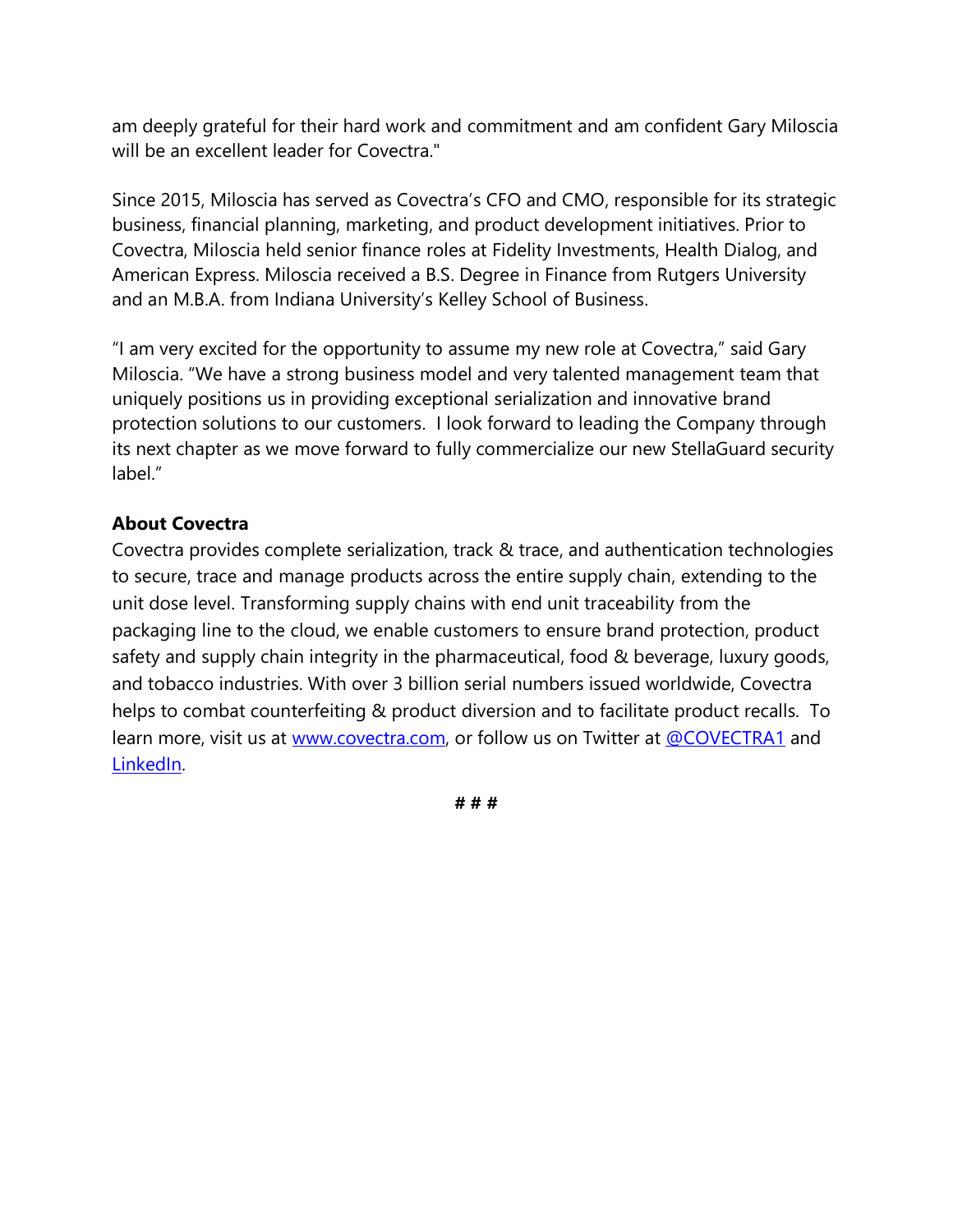am deeply grateful for their hard work and commitment and am confident Gary Miloscia will be an excellent leader for Covectra."

Since 2015, Miloscia has served as Covectra's CFO and CMO, responsible for its strategic business, financial planning, marketing, and product development initiatives. Prior to Covectra, Miloscia held senior finance roles at Fidelity Investments, Health Dialog, and American Express. Miloscia received a B.S. Degree in Finance from Rutgers University and an M.B.A. from Indiana University's Kelley School of Business.

"I am very excited for the opportunity to assume my new role at Covectra," said Gary Miloscia. "We have a strong business model and very talented management team that uniquely positions us in providing exceptional serialization and innovative brand protection solutions to our customers. I look forward to leading the Company through its next chapter as we move forward to fully commercialize our new StellaGuard security label."

**About Covectra**

Covectra provides complete serialization, track & trace, and authentication technologies to secure, trace and manage products across the entire supply chain, extending to the unit dose level. Transforming supply chains with end unit traceability from the packaging line to the cloud, we enable customers to ensure brand protection, product safety and supply chain integrity in the pharmaceutical, food & beverage, luxury goods, and tobacco industries. With over 3 billion serial numbers issued worldwide, Covectra helps to combat counterfeiting & product diversion and to facilitate product recalls. To learn more, visit us at www.covectra.com, or follow us on Twitter at @COVECTRA1 and LinkedIn.

**# # #**